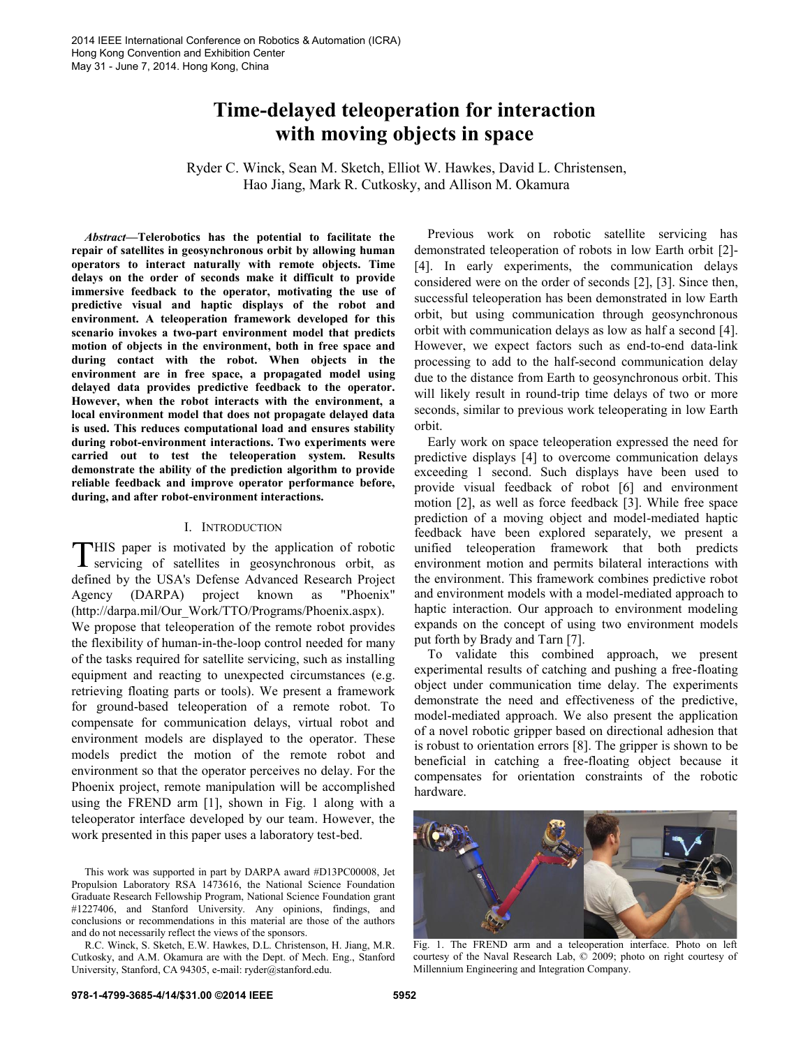# Time-delayed teleoperation for interaction with moving objects in space

Ryder C. Winck, Sean M. Sketch, Elliot W. Hawkes, David L. Christensen, Hao Jiang, Mark R. Cutkosky, and Allison M. Okamura

***Abstract*—Telerobotics has the potential to facilitate the repair of satellites in geosynchronous orbit by allowing human operators to interact naturally with remote objects. Time delays on the order of seconds make it difficult to provide immersive feedback to the operator, motivating the use of predictive visual and haptic displays of the robot and environment. A teleoperation framework developed for this scenario invokes a two-part environment model that predicts motion of objects in the environment, both in free space and during contact with the robot. When objects in the environment are in free space, a propagated model using delayed data provides predictive feedback to the operator. However, when the robot interacts with the environment, a local environment model that does not propagate delayed data is used. This reduces computational load and ensures stability during robot-environment interactions. Two experiments were carried out to test the teleoperation system. Results demonstrate the ability of the prediction algorithm to provide reliable feedback and improve operator performance before, during, and after robot-environment interactions.**

## I. Introduction

THIS paper is motivated by the application of robotic servicing of satellites in geosynchronous orbit, as defined by the USA's Defense Advanced Research Project Agency (DARPA) project known as "Phoenix" (http://darpa.mil/Our_Work/TTO/Programs/Phoenix.aspx). We propose that teleoperation of the remote robot provides the flexibility of human-in-the-loop control needed for many of the tasks required for satellite servicing, such as installing equipment and reacting to unexpected circumstances (e.g. retrieving floating parts or tools). We present a framework for ground-based teleoperation of a remote robot. To compensate for communication delays, virtual robot and environment models are displayed to the operator. These models predict the motion of the remote robot and environment so that the operator perceives no delay. For the Phoenix project, remote manipulation will be accomplished using the FREND arm [1], shown in Fig. 1 along with a teleoperator interface developed by our team. However, the work presented in this paper uses a laboratory test-bed.

This work was supported in part by DARPA award #D13PC00008, Jet Propulsion Laboratory RSA 1473616, the National Science Foundation Graduate Research Fellowship Program, National Science Foundation grant #1227406, and Stanford University. Any opinions, findings, and conclusions or recommendations in this material are those of the authors and do not necessarily reflect the views of the sponsors.

R.C. Winck, S. Sketch, E.W. Hawkes, D.L. Christenson, H. Jiang, M.R. Cutkosky, and A.M. Okamura are with the Dept. of Mech. Eng., Stanford University, Stanford, CA 94305, e-mail: ryder@stanford.edu.

Previous work on robotic satellite servicing has demonstrated teleoperation of robots in low Earth orbit [2]-[4]. In early experiments, the communication delays considered were on the order of seconds [2], [3]. Since then, successful teleoperation has been demonstrated in low Earth orbit, but using communication through geosynchronous orbit with communication delays as low as half a second [4]. However, we expect factors such as end-to-end data-link processing to add to the half-second communication delay due to the distance from Earth to geosynchronous orbit. This will likely result in round-trip time delays of two or more seconds, similar to previous work teleoperating in low Earth orbit.

Early work on space teleoperation expressed the need for predictive displays [4] to overcome communication delays exceeding 1 second. Such displays have been used to provide visual feedback of robot [6] and environment motion [2], as well as force feedback [3]. While free space prediction of a moving object and model-mediated haptic feedback have been explored separately, we present a unified teleoperation framework that both predicts environment motion and permits bilateral interactions with the environment. This framework combines predictive robot and environment models with a model-mediated approach to haptic interaction. Our approach to environment modeling expands on the concept of using two environment models put forth by Brady and Tarn [7].

To validate this combined approach, we present experimental results of catching and pushing a free-floating object under communication time delay. The experiments demonstrate the need and effectiveness of the predictive, model-mediated approach. We also present the application of a novel robotic gripper based on directional adhesion that is robust to orientation errors [8]. The gripper is shown to be beneficial in catching a free-floating object because it compensates for orientation constraints of the robotic hardware.

Fig. 1. The FREND arm and a teleoperation interface. Photo on left courtesy of the Naval Research Lab, © 2009; photo on right courtesy of Millennium Engineering and Integration Company.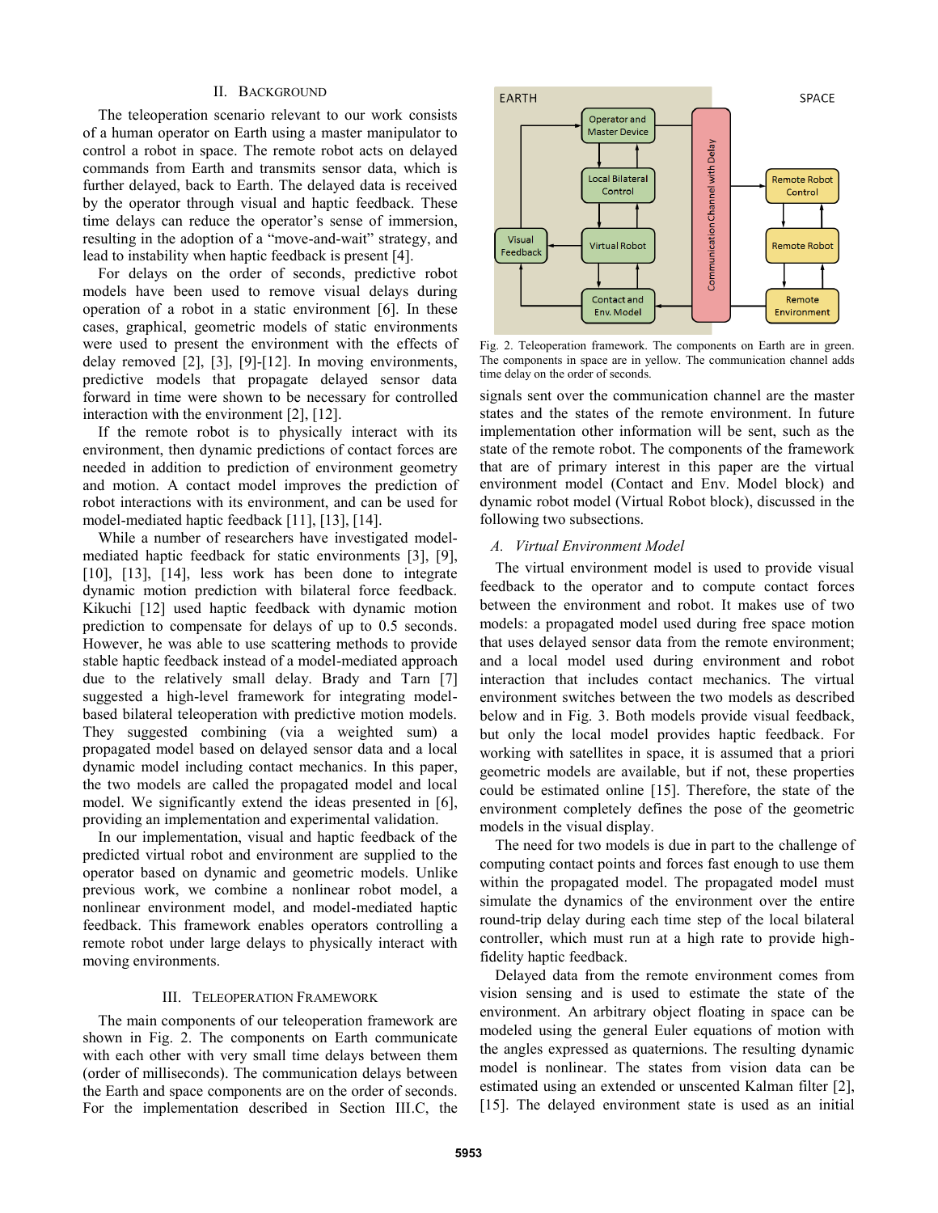## II. Background

The teleoperation scenario relevant to our work consists of a human operator on Earth using a master manipulator to control a robot in space. The remote robot acts on delayed commands from Earth and transmits sensor data, which is further delayed, back to Earth. The delayed data is received by the operator through visual and haptic feedback. These time delays can reduce the operator's sense of immersion, resulting in the adoption of a "move-and-wait" strategy, and lead to instability when haptic feedback is present [4].

For delays on the order of seconds, predictive robot models have been used to remove visual delays during operation of a robot in a static environment [6]. In these cases, graphical, geometric models of static environments were used to present the environment with the effects of delay removed [2], [3], [9]-[12]. In moving environments, predictive models that propagate delayed sensor data forward in time were shown to be necessary for controlled interaction with the environment [2], [12].

If the remote robot is to physically interact with its environment, then dynamic predictions of contact forces are needed in addition to prediction of environment geometry and motion. A contact model improves the prediction of robot interactions with its environment, and can be used for model-mediated haptic feedback [11], [13], [14].

While a number of researchers have investigated model-mediated haptic feedback for static environments [3], [9], [10], [13], [14], less work has been done to integrate dynamic motion prediction with bilateral force feedback. Kikuchi [12] used haptic feedback with dynamic motion prediction to compensate for delays of up to 0.5 seconds. However, he was able to use scattering methods to provide stable haptic feedback instead of a model-mediated approach due to the relatively small delay. Brady and Tarn [7] suggested a high-level framework for integrating model-based bilateral teleoperation with predictive motion models. They suggested combining (via a weighted sum) a propagated model based on delayed sensor data and a local dynamic model including contact mechanics. In this paper, the two models are called the propagated model and local model. We significantly extend the ideas presented in [6], providing an implementation and experimental validation.

In our implementation, visual and haptic feedback of the predicted virtual robot and environment are supplied to the operator based on dynamic and geometric models. Unlike previous work, we combine a nonlinear robot model, a nonlinear environment model, and model-mediated haptic feedback. This framework enables operators controlling a remote robot under large delays to physically interact with moving environments.

## III. Teleoperation Framework

The main components of our teleoperation framework are shown in Fig. 2. The components on Earth communicate with each other with very small time delays between them (order of milliseconds). The communication delays between the Earth and space components are on the order of seconds. For the implementation described in Section III.C, the signals sent over the communication channel are the master states and the states of the remote environment. In future implementation other information will be sent, such as the state of the remote robot. The components of the framework that are of primary interest in this paper are the virtual environment model (Contact and Env. Model block) and dynamic robot model (Virtual Robot block), discussed in the following two subsections.

Fig. 2. Teleoperation framework. The components on Earth are in green. The components in space are in yellow. The communication channel adds time delay on the order of seconds.

### A. Virtual Environment Model

The virtual environment model is used to provide visual feedback to the operator and to compute contact forces between the environment and robot. It makes use of two models: a propagated model used during free space motion that uses delayed sensor data from the remote environment; and a local model used during environment and robot interaction that includes contact mechanics. The virtual environment switches between the two models as described below and in Fig. 3. Both models provide visual feedback, but only the local model provides haptic feedback. For working with satellites in space, it is assumed that a priori geometric models are available, but if not, these properties could be estimated online [15]. Therefore, the state of the environment completely defines the pose of the geometric models in the visual display.

The need for two models is due in part to the challenge of computing contact points and forces fast enough to use them within the propagated model. The propagated model must simulate the dynamics of the environment over the entire round-trip delay during each time step of the local bilateral controller, which must run at a high rate to provide high-fidelity haptic feedback.

Delayed data from the remote environment comes from vision sensing and is used to estimate the state of the environment. An arbitrary object floating in space can be modeled using the general Euler equations of motion with the angles expressed as quaternions. The resulting dynamic model is nonlinear. The states from vision data can be estimated using an extended or unscented Kalman filter [2], [15]. The delayed environment state is used as an initial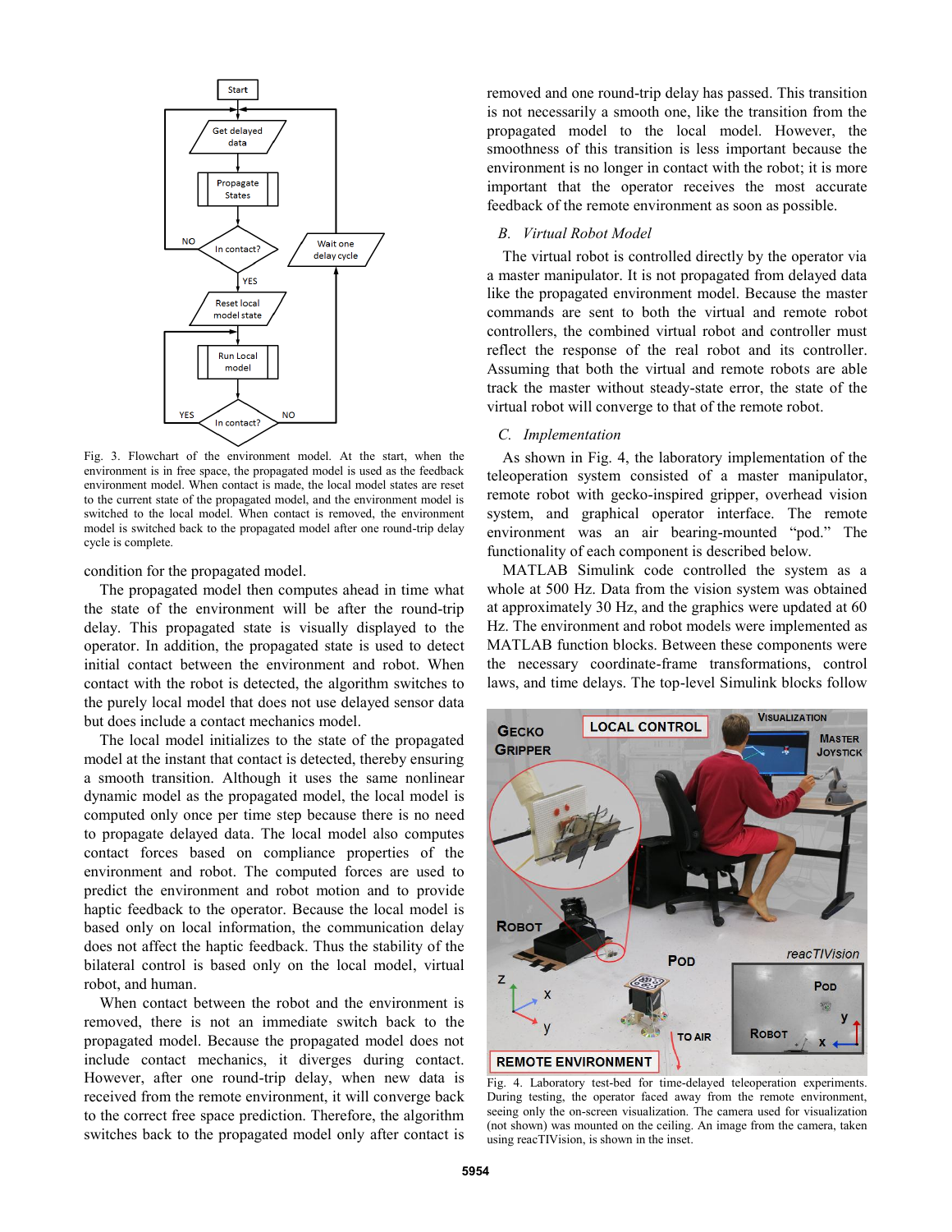Fig. 3. Flowchart of the environment model. At the start, when the environment is in free space, the propagated model is used as the feedback environment model. When contact is made, the local model states are reset to the current state of the propagated model, and the environment model is switched to the local model. When contact is removed, the environment model is switched back to the propagated model after one round-trip delay cycle is complete.

condition for the propagated model.

The propagated model then computes ahead in time what the state of the environment will be after the round-trip delay. This propagated state is visually displayed to the operator. In addition, the propagated state is used to detect initial contact between the environment and robot. When contact with the robot is detected, the algorithm switches to the purely local model that does not use delayed sensor data but does include a contact mechanics model.

The local model initializes to the state of the propagated model at the instant that contact is detected, thereby ensuring a smooth transition. Although it uses the same nonlinear dynamic model as the propagated model, the local model is computed only once per time step because there is no need to propagate delayed data. The local model also computes contact forces based on compliance properties of the environment and robot. The computed forces are used to predict the environment and robot motion and to provide haptic feedback to the operator. Because the local model is based only on local information, the communication delay does not affect the haptic feedback. Thus the stability of the bilateral control is based only on the local model, virtual robot, and human.

When contact between the robot and the environment is removed, there is not an immediate switch back to the propagated model. The propagated model does not include contact mechanics, it diverges during contact. However, after one round-trip delay, when new data is received from the remote environment, it will converge back to the correct free space prediction. Therefore, the algorithm switches back to the propagated model only after contact is removed and one round-trip delay has passed. This transition is not necessarily a smooth one, like the transition from the propagated model to the local model. However, the smoothness of this transition is less important because the environment is no longer in contact with the robot; it is more important that the operator receives the most accurate feedback of the remote environment as soon as possible.

## B. *Virtual Robot Model*

The virtual robot is controlled directly by the operator via a master manipulator. It is not propagated from delayed data like the propagated environment model. Because the master commands are sent to both the virtual and remote robot controllers, the combined virtual robot and controller must reflect the response of the real robot and its controller. Assuming that both the virtual and remote robots are able track the master without steady-state error, the state of the virtual robot will converge to that of the remote robot.

## C. *Implementation*

As shown in Fig. 4, the laboratory implementation of the teleoperation system consisted of a master manipulator, remote robot with gecko-inspired gripper, overhead vision system, and graphical operator interface. The remote environment was an air bearing-mounted "pod." The functionality of each component is described below.

MATLAB Simulink code controlled the system as a whole at 500 Hz. Data from the vision system was obtained at approximately 30 Hz, and the graphics were updated at 60 Hz. The environment and robot models were implemented as MATLAB function blocks. Between these components were the necessary coordinate-frame transformations, control laws, and time delays. The top-level Simulink blocks follow

Fig. 4. Laboratory test-bed for time-delayed teleoperation experiments. During testing, the operator faced away from the remote environment, seeing only the on-screen visualization. The camera used for visualization (not shown) was mounted on the ceiling. An image from the camera, taken using reacTIVision, is shown in the inset.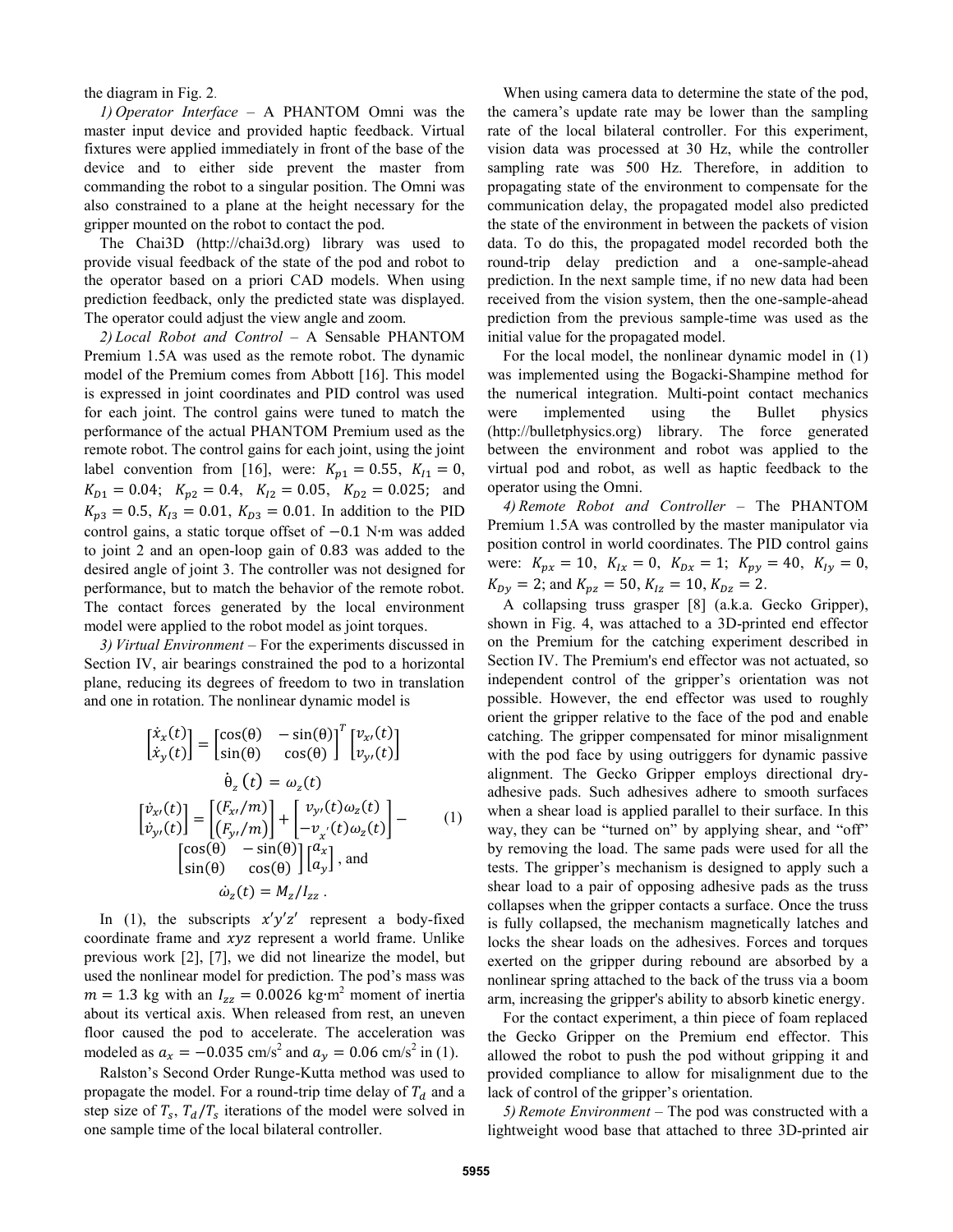the diagram in Fig. 2.

*1) Operator Interface* – A PHANTOM Omni was the master input device and provided haptic feedback. Virtual fixtures were applied immediately in front of the base of the device and to either side prevent the master from commanding the robot to a singular position. The Omni was also constrained to a plane at the height necessary for the gripper mounted on the robot to contact the pod.

The Chai3D (http://chai3d.org) library was used to provide visual feedback of the state of the pod and robot to the operator based on a priori CAD models. When using prediction feedback, only the predicted state was displayed. The operator could adjust the view angle and zoom.

*2) Local Robot and Control* – A Sensable PHANTOM Premium 1.5A was used as the remote robot. The dynamic model of the Premium comes from Abbott [16]. This model is expressed in joint coordinates and PID control was used for each joint. The control gains were tuned to match the performance of the actual PHANTOM Premium used as the remote robot. The control gains for each joint, using the joint label convention from [16], were: $K_{p1} = 0.55$, $K_{I1} = 0$, $K_{D1} = 0.04$; $K_{p2} = 0.4$, $K_{I2} = 0.05$, $K_{D2} = 0.025$; and $K_{p3} = 0.5$, $K_{I3} = 0.01$, $K_{D3} = 0.01$. In addition to the PID control gains, a static torque offset of $-0.1$ N·m was added to joint 2 and an open-loop gain of 0.83 was added to the desired angle of joint 3. The controller was not designed for performance, but to match the behavior of the remote robot. The contact forces generated by the local environment model were applied to the robot model as joint torques.

*3) Virtual Environment* – For the experiments discussed in Section IV, air bearings constrained the pod to a horizontal plane, reducing its degrees of freedom to two in translation and one in rotation. The nonlinear dynamic model is

$$
\begin{aligned}
\begin{bmatrix} \dot{x}_x(t) \\ \dot{x}_y(t) \end{bmatrix} &= \begin{bmatrix} \cos(\theta) & -\sin(\theta) \\ \sin(\theta) & \cos(\theta) \end{bmatrix}^T \begin{bmatrix} v_{x'}(t) \\ v_{y'}(t) \end{bmatrix} \\
\dot{\theta}_z(t) &= \omega_z(t) \\
\begin{bmatrix} \dot{v}_{x'}(t) \\ \dot{v}_{y'}(t) \end{bmatrix} &= \begin{bmatrix} (F_{x'}/m) \\ (F_{y'}/m) \end{bmatrix} + \begin{bmatrix} v_{y'}(t)\omega_z(t) \\ -v_{x'}(t)\omega_z(t) \end{bmatrix} - \\
&\quad \begin{bmatrix} \cos(\theta) & -\sin(\theta) \\ \sin(\theta) & \cos(\theta) \end{bmatrix} \begin{bmatrix} a_x \\ a_y \end{bmatrix}, \text{ and} \\
\dot{\omega}_z(t) &= M_z / I_{zz} .
\end{aligned}
\tag{1}
$$

In (1), the subscripts $x'y'z'$ represent a body-fixed coordinate frame and $xyz$ represent a world frame. Unlike previous work [2], [7], we did not linearize the model, but used the nonlinear model for prediction. The pod's mass was $m = 1.3$ kg with an $I_{zz} = 0.0026$ kg·m$^2$ moment of inertia about its vertical axis. When released from rest, an uneven floor caused the pod to accelerate. The acceleration was modeled as $a_x = -0.035$ cm/s$^2$ and $a_y = 0.06$ cm/s$^2$ in (1).

Ralston's Second Order Runge-Kutta method was used to propagate the model. For a round-trip time delay of $T_d$ and a step size of $T_s$, $T_d/T_s$ iterations of the model were solved in one sample time of the local bilateral controller.

When using camera data to determine the state of the pod, the camera's update rate may be lower than the sampling rate of the local bilateral controller. For this experiment, vision data was processed at 30 Hz, while the controller sampling rate was 500 Hz. Therefore, in addition to propagating state of the environment to compensate for the communication delay, the propagated model also predicted the state of the environment in between the packets of vision data. To do this, the propagated model recorded both the round-trip delay prediction and a one-sample-ahead prediction. In the next sample time, if no new data had been received from the vision system, then the one-sample-ahead prediction from the previous sample-time was used as the initial value for the propagated model.

For the local model, the nonlinear dynamic model in (1) was implemented using the Bogacki-Shampine method for the numerical integration. Multi-point contact mechanics were implemented using the Bullet physics (http://bulletphysics.org) library. The force generated between the environment and robot was applied to the virtual pod and robot, as well as haptic feedback to the operator using the Omni.

*4) Remote Robot and Controller* – The PHANTOM Premium 1.5A was controlled by the master manipulator via position control in world coordinates. The PID control gains were: $K_{px} = 10$, $K_{Ix} = 0$, $K_{Dx} = 1$; $K_{py} = 40$, $K_{Iy} = 0$, $K_{Dy} = 2$; and $K_{pz} = 50$, $K_{Iz} = 10$, $K_{Dz} = 2$.

A collapsing truss grasper [8] (a.k.a. Gecko Gripper), shown in Fig. 4, was attached to a 3D-printed end effector on the Premium for the catching experiment described in Section IV. The Premium's end effector was not actuated, so independent control of the gripper's orientation was not possible. However, the end effector was used to roughly orient the gripper relative to the face of the pod and enable catching. The gripper compensated for minor misalignment with the pod face by using outriggers for dynamic passive alignment. The Gecko Gripper employs directional dry-adhesive pads. Such adhesives adhere to smooth surfaces when a shear load is applied parallel to their surface. In this way, they can be "turned on" by applying shear, and "off" by removing the load. The same pads were used for all the tests. The gripper's mechanism is designed to apply such a shear load to a pair of opposing adhesive pads as the truss collapses when the gripper contacts a surface. Once the truss is fully collapsed, the mechanism magnetically latches and locks the shear loads on the adhesives. Forces and torques exerted on the gripper during rebound are absorbed by a nonlinear spring attached to the back of the truss via a boom arm, increasing the gripper's ability to absorb kinetic energy.

For the contact experiment, a thin piece of foam replaced the Gecko Gripper on the Premium end effector. This allowed the robot to push the pod without gripping it and provided compliance to allow for misalignment due to the lack of control of the gripper's orientation.

*5) Remote Environment* – The pod was constructed with a lightweight wood base that attached to three 3D-printed air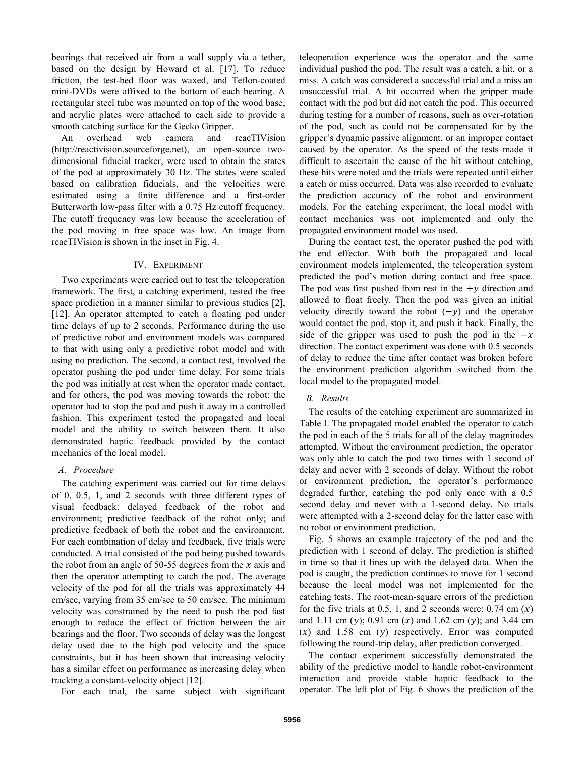bearings that received air from a wall supply via a tether, based on the design by Howard et al. [17]. To reduce friction, the test-bed floor was waxed, and Teflon-coated mini-DVDs were affixed to the bottom of each bearing. A rectangular steel tube was mounted on top of the wood base, and acrylic plates were attached to each side to provide a smooth catching surface for the Gecko Gripper.

An overhead web camera and reacTIVision (http://reactivision.sourceforge.net), an open-source two-dimensional fiducial tracker, were used to obtain the states of the pod at approximately 30 Hz. The states were scaled based on calibration fiducials, and the velocities were estimated using a finite difference and a first-order Butterworth low-pass filter with a 0.75 Hz cutoff frequency. The cutoff frequency was low because the acceleration of the pod moving in free space was low. An image from reacTIVision is shown in the inset in Fig. 4.

## IV. Experiment

Two experiments were carried out to test the teleoperation framework. The first, a catching experiment, tested the free space prediction in a manner similar to previous studies [2], [12]. An operator attempted to catch a floating pod under time delays of up to 2 seconds. Performance during the use of predictive robot and environment models was compared to that with using only a predictive robot model and with using no prediction. The second, a contact test, involved the operator pushing the pod under time delay. For some trials the pod was initially at rest when the operator made contact, and for others, the pod was moving towards the robot; the operator had to stop the pod and push it away in a controlled fashion. This experiment tested the propagated and local model and the ability to switch between them. It also demonstrated haptic feedback provided by the contact mechanics of the local model.

### A. Procedure

The catching experiment was carried out for time delays of 0, 0.5, 1, and 2 seconds with three different types of visual feedback: delayed feedback of the robot and environment; predictive feedback of the robot only; and predictive feedback of both the robot and the environment. For each combination of delay and feedback, five trials were conducted. A trial consisted of the pod being pushed towards the robot from an angle of 50-55 degrees from the $x$ axis and then the operator attempting to catch the pod. The average velocity of the pod for all the trials was approximately 44 cm/sec, varying from 35 cm/sec to 50 cm/sec. The minimum velocity was constrained by the need to push the pod fast enough to reduce the effect of friction between the air bearings and the floor. Two seconds of delay was the longest delay used due to the high pod velocity and the space constraints, but it has been shown that increasing velocity has a similar effect on performance as increasing delay when tracking a constant-velocity object [12].

For each trial, the same subject with significant teleoperation experience was the operator and the same individual pushed the pod. The result was a catch, a hit, or a miss. A catch was considered a successful trial and a miss an unsuccessful trial. A hit occurred when the gripper made contact with the pod but did not catch the pod. This occurred during testing for a number of reasons, such as over-rotation of the pod, such as could not be compensated for by the gripper's dynamic passive alignment, or an improper contact caused by the operator. As the speed of the tests made it difficult to ascertain the cause of the hit without catching, these hits were noted and the trials were repeated until either a catch or miss occurred. Data was also recorded to evaluate the prediction accuracy of the robot and environment models. For the catching experiment, the local model with contact mechanics was not implemented and only the propagated environment model was used.

During the contact test, the operator pushed the pod with the end effector. With both the propagated and local environment models implemented, the teleoperation system predicted the pod's motion during contact and free space. The pod was first pushed from rest in the $+y$ direction and allowed to float freely. Then the pod was given an initial velocity directly toward the robot $(-y)$ and the operator would contact the pod, stop it, and push it back. Finally, the side of the gripper was used to push the pod in the $-x$ direction. The contact experiment was done with 0.5 seconds of delay to reduce the time after contact was broken before the environment prediction algorithm switched from the local model to the propagated model.

### B. Results

The results of the catching experiment are summarized in Table I. The propagated model enabled the operator to catch the pod in each of the 5 trials for all of the delay magnitudes attempted. Without the environment prediction, the operator was only able to catch the pod two times with 1 second of delay and never with 2 seconds of delay. Without the robot or environment prediction, the operator's performance degraded further, catching the pod only once with a 0.5 second delay and never with a 1-second delay. No trials were attempted with a 2-second delay for the latter case with no robot or environment prediction.

Fig. 5 shows an example trajectory of the pod and the prediction with 1 second of delay. The prediction is shifted in time so that it lines up with the delayed data. When the pod is caught, the prediction continues to move for 1 second because the local model was not implemented for the catching tests. The root-mean-square errors of the prediction for the five trials at 0.5, 1, and 2 seconds were: 0.74 cm $(x)$ and 1.11 cm $(y)$; 0.91 cm $(x)$ and 1.62 cm $(y)$; and 3.44 cm $(x)$ and 1.58 cm $(y)$ respectively. Error was computed following the round-trip delay, after prediction converged.

The contact experiment successfully demonstrated the ability of the predictive model to handle robot-environment interaction and provide stable haptic feedback to the operator. The left plot of Fig. 6 shows the prediction of the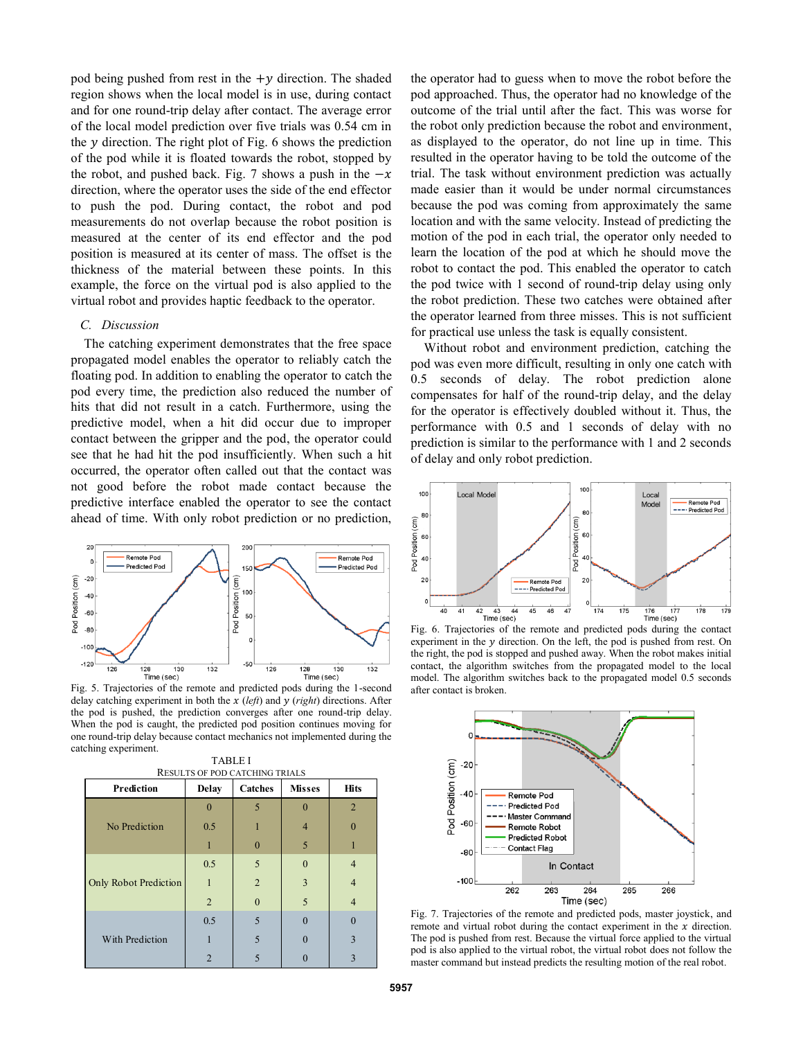pod being pushed from rest in the $+y$ direction. The shaded region shows when the local model is in use, during contact and for one round-trip delay after contact. The average error of the local model prediction over five trials was 0.54 cm in the $y$ direction. The right plot of Fig. 6 shows the prediction of the pod while it is floated towards the robot, stopped by the robot, and pushed back. Fig. 7 shows a push in the $-x$ direction, where the operator uses the side of the end effector to push the pod. During contact, the robot and pod measurements do not overlap because the robot position is measured at the center of its end effector and the pod position is measured at its center of mass. The offset is the thickness of the material between these points. In this example, the force on the virtual pod is also applied to the virtual robot and provides haptic feedback to the operator.

## C. Discussion

The catching experiment demonstrates that the free space propagated model enables the operator to reliably catch the floating pod. In addition to enabling the operator to catch the pod every time, the prediction also reduced the number of hits that did not result in a catch. Furthermore, using the predictive model, when a hit did occur due to improper contact between the gripper and the pod, the operator could see that he had hit the pod insufficiently. When such a hit occurred, the operator often called out that the contact was not good before the robot made contact because the predictive interface enabled the operator to see the contact ahead of time. With only robot prediction or no prediction, the operator had to guess when to move the robot before the pod approached. Thus, the operator had no knowledge of the outcome of the trial until after the fact. This was worse for the robot only prediction because the robot and environment, as displayed to the operator, do not line up in time. This resulted in the operator having to be told the outcome of the trial. The task without environment prediction was actually made easier than it would be under normal circumstances because the pod was coming from approximately the same location and with the same velocity. Instead of predicting the motion of the pod in each trial, the operator only needed to learn the location of the pod at which he should move the robot to contact the pod. This enabled the operator to catch the pod twice with 1 second of round-trip delay using only the robot prediction. These two catches were obtained after the operator learned from three misses. This is not sufficient for practical use unless the task is equally consistent.

Without robot and environment prediction, catching the pod was even more difficult, resulting in only one catch with 0.5 seconds of delay. The robot prediction alone compensates for half of the round-trip delay, and the delay for the operator is effectively doubled without it. Thus, the performance with 0.5 and 1 seconds of delay with no prediction is similar to the performance with 1 and 2 seconds of delay and only robot prediction.

Fig. 5. Trajectories of the remote and predicted pods during the 1-second delay catching experiment in both the $x$ (*left*) and $y$ (*right*) directions. After the pod is pushed, the prediction converges after one round-trip delay. When the pod is caught, the predicted pod position continues moving for one round-trip delay because contact mechanics not implemented during the catching experiment.

TABLE I
RESULTS OF POD CATCHING TRIALS

| Prediction | Delay | Catches | Misses | Hits |
|---|---|---|---|---|
| No Prediction | 0 | 5 | 0 | 2 |
| | 0.5 | 1 | 4 | 0 |
| | 1 | 0 | 5 | 1 |
| Only Robot Prediction | 0.5 | 5 | 0 | 4 |
| | 1 | 2 | 3 | 4 |
| | 2 | 0 | 5 | 4 |
| With Prediction | 0.5 | 5 | 0 | 0 |
| | 1 | 5 | 0 | 3 |
| | 2 | 5 | 0 | 3 |

Fig. 6. Trajectories of the remote and predicted pods during the contact experiment in the $y$ direction. On the left, the pod is pushed from rest. On the right, the pod is stopped and pushed away. When the robot makes initial contact, the algorithm switches from the propagated model to the local model. The algorithm switches back to the propagated model 0.5 seconds after contact is broken.

Fig. 7. Trajectories of the remote and predicted pods, master joystick, and remote and virtual robot during the contact experiment in the $x$ direction. The pod is pushed from rest. Because the virtual force applied to the virtual pod is also applied to the virtual robot, the virtual robot does not follow the master command but instead predicts the resulting motion of the real robot.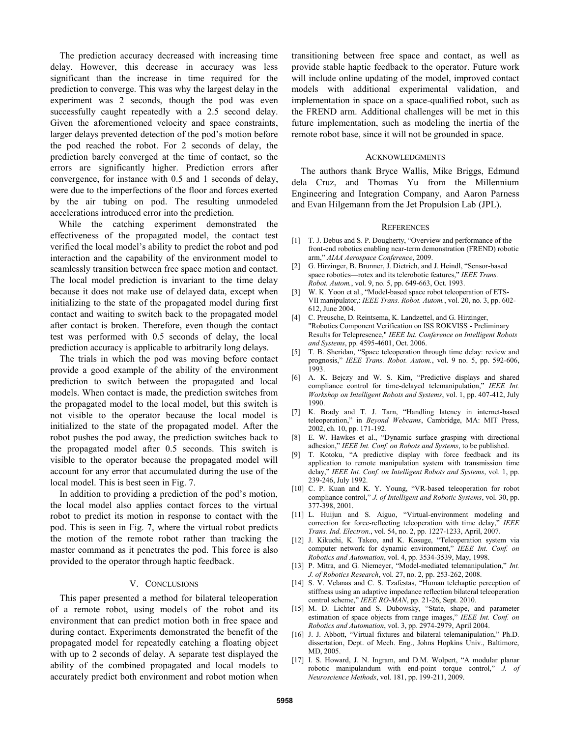The prediction accuracy decreased with increasing time delay. However, this decrease in accuracy was less significant than the increase in time required for the prediction to converge. This was why the largest delay in the experiment was 2 seconds, though the pod was even successfully caught repeatedly with a 2.5 second delay. Given the aforementioned velocity and space constraints, larger delays prevented detection of the pod's motion before the pod reached the robot. For 2 seconds of delay, the prediction barely converged at the time of contact, so the errors are significantly higher. Prediction errors after convergence, for instance with 0.5 and 1 seconds of delay, were due to the imperfections of the floor and forces exerted by the air tubing on pod. The resulting unmodeled accelerations introduced error into the prediction.

While the catching experiment demonstrated the effectiveness of the propagated model, the contact test verified the local model's ability to predict the robot and pod interaction and the capability of the environment model to seamlessly transition between free space motion and contact. The local model prediction is invariant to the time delay because it does not make use of delayed data, except when initializing to the state of the propagated model during first contact and waiting to switch back to the propagated model after contact is broken. Therefore, even though the contact test was performed with 0.5 seconds of delay, the local prediction accuracy is applicable to arbitrarily long delays.

The trials in which the pod was moving before contact provide a good example of the ability of the environment prediction to switch between the propagated and local models. When contact is made, the prediction switches from the propagated model to the local model, but this switch is not visible to the operator because the local model is initialized to the state of the propagated model. After the robot pushes the pod away, the prediction switches back to the propagated model after 0.5 seconds. This switch is visible to the operator because the propagated model will account for any error that accumulated during the use of the local model. This is best seen in Fig. 7.

In addition to providing a prediction of the pod's motion, the local model also applies contact forces to the virtual robot to predict its motion in response to contact with the pod. This is seen in Fig. 7, where the virtual robot predicts the motion of the remote robot rather than tracking the master command as it penetrates the pod. This force is also provided to the operator through haptic feedback.

## V. Conclusions

This paper presented a method for bilateral teleoperation of a remote robot, using models of the robot and its environment that can predict motion both in free space and during contact. Experiments demonstrated the benefit of the propagated model for repeatedly catching a floating object with up to 2 seconds of delay. A separate test displayed the ability of the combined propagated and local models to accurately predict both environment and robot motion when transitioning between free space and contact, as well as provide stable haptic feedback to the operator. Future work will include online updating of the model, improved contact models with additional experimental validation, and implementation in space on a space-qualified robot, such as the FREND arm. Additional challenges will be met in this future implementation, such as modeling the inertia of the remote robot base, since it will not be grounded in space.

## Acknowledgments

The authors thank Bryce Wallis, Mike Briggs, Edmund dela Cruz, and Thomas Yu from the Millennium Engineering and Integration Company, and Aaron Parness and Evan Hilgemann from the Jet Propulsion Lab (JPL).

## References

[1] T. J. Debus and S. P. Dougherty, "Overview and performance of the front-end robotics enabling near-term demonstration (FREND) robotic arm," *AIAA Aerospace Conference*, 2009.

[2] G. Hirzinger, B. Brunner, J. Dietrich, and J. Heindl, "Sensor-based space robotics—rotex and its telerobotic features," *IEEE Trans. Robot. Autom.*, vol. 9, no. 5, pp. 649-663, Oct. 1993.

[3] W. K. Yoon et al., "Model-based space robot teleoperation of ETS-VII manipulator,: *IEEE Trans. Robot. Autom.*, vol. 20, no. 3, pp. 602-612, June 2004.

[4] C. Preusche, D. Reintsema, K. Landzettel, and G. Hirzinger, "Robotics Component Verification on ISS ROKVISS - Preliminary Results for Telepresence," *IEEE Int. Conference on Intelligent Robots and Systems*, pp. 4595-4601, Oct. 2006.

[5] T. B. Sheridan, "Space teleoperation through time delay: review and prognosis," *IEEE Trans. Robot. Autom.*, vol. 9 no. 5, pp. 592-606, 1993.

[6] A. K. Bejczy and W. S. Kim, "Predictive displays and shared compliance control for time-delayed telemanipulation," *IEEE Int. Workshop on Intelligent Robots and Systems*, vol. 1, pp. 407-412, July 1990.

[7] K. Brady and T. J. Tarn, "Handling latency in internet-based teleoperation," in *Beyond Webcams*, Cambridge, MA: MIT Press, 2002, ch. 10, pp. 171-192.

[8] E. W. Hawkes et al., "Dynamic surface grasping with directional adhesion," *IEEE Int. Conf. on Robots and Systems*, to be published.

[9] T. Kotoku, "A predictive display with force feedback and its application to remote manipulation system with transmission time delay," *IEEE Int. Conf. on Intelligent Robots and Systems*, vol. 1, pp. 239-246, July 1992.

[10] C. P. Kuan and K. Y. Young, "VR-based teleoperation for robot compliance control," *J. of Intelligent and Robotic Systems*, vol. 30, pp. 377-398, 2001.

[11] L. Huijun and S. Aiguo, "Virtual-environment modeling and correction for force-reflecting teleoperation with time delay," *IEEE Trans. Ind. Electron.*, vol. 54, no. 2, pp. 1227-1233, April, 2007.

[12] J. Kikuchi, K. Takeo, and K. Kosuge, "Teleoperation system via computer network for dynamic environment," *IEEE Int. Conf. on Robotics and Automation*, vol. 4, pp. 3534-3539, May, 1998.

[13] P. Mitra, and G. Niemeyer, "Model-mediated telemanipulation," *Int. J. of Robotics Research*, vol. 27, no. 2, pp. 253-262, 2008.

[14] S. V. Velanas and C. S. Tzafestas, "Human telehaptic perception of stiffness using an adaptive impedance reflection bilateral teleoperation control scheme," *IEEE RO-MAN*, pp. 21-26, Sept. 2010.

[15] M. D. Lichter and S. Dubowsky, "State, shape, and parameter estimation of space objects from range images," *IEEE Int. Conf. on Robotics and Automation*, vol. 3, pp. 2974-2979, April 2004.

[16] J. J. Abbott, "Virtual fixtures and bilateral telemanipulation," Ph.D. dissertation, Dept. of Mech. Eng., Johns Hopkins Univ., Baltimore, MD, 2005.

[17] I. S. Howard, J. N. Ingram, and D.M. Wolpert, "A modular planar robotic manipulandum with end-point torque control," *J. of Neuroscience Methods*, vol. 181, pp. 199-211, 2009.